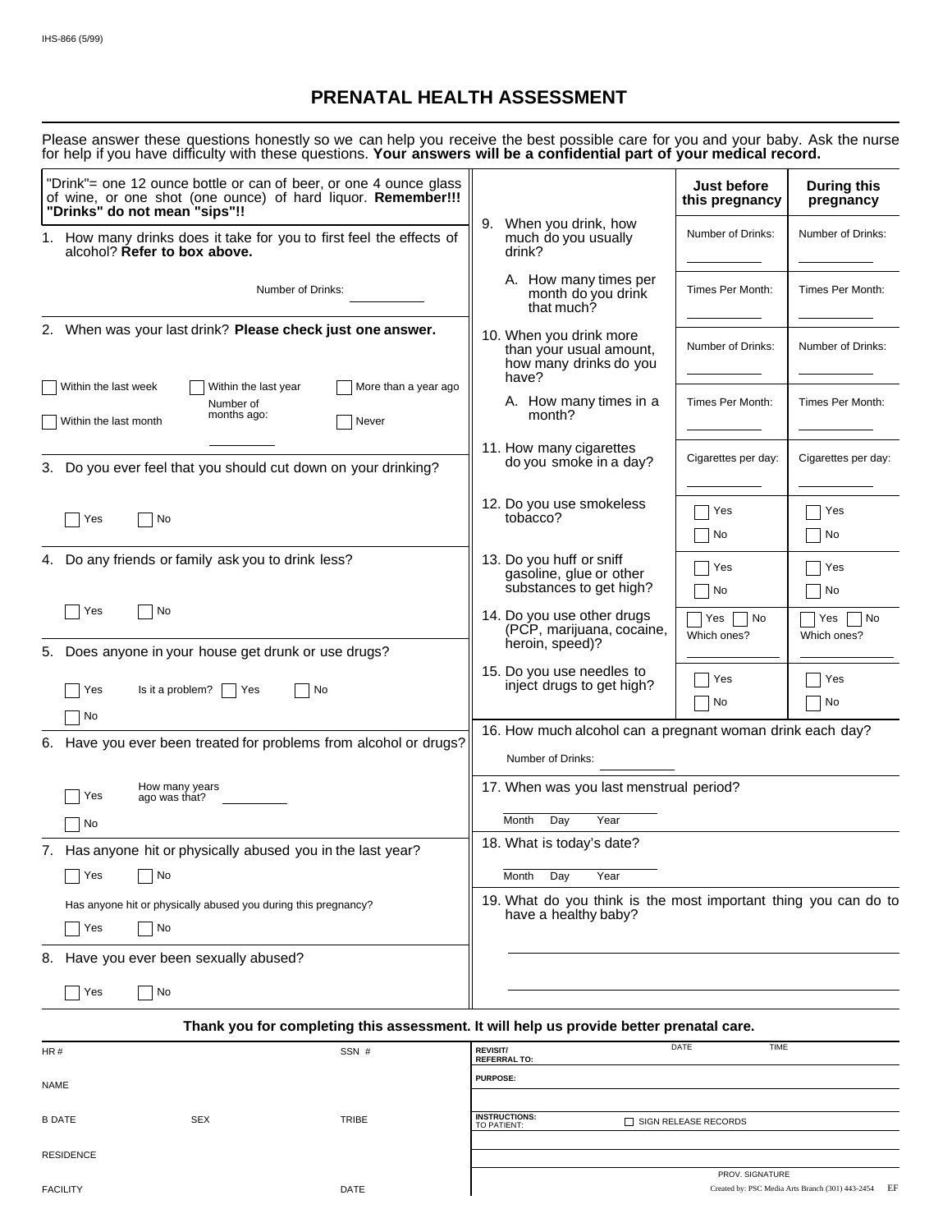IHS-866 (5/99)

# PRENATAL HEALTH ASSESSMENT

Please answer these questions honestly so we can help you receive the best possible care for you and your baby. Ask the nurse for help if you have difficulty with these questions. **Your answers will be a confidential part of your medical record.**

"Drink"= one 12 ounce bottle or can of beer, or one 4 ounce glass of wine, or one shot (one ounce) of hard liquor. **Remember!!! "Drinks" do not mean "sips"!!**

1. How many drinks does it take for you to first feel the effects of alcohol? **Refer to box above.**

   Number of Drinks: ________

2. When was your last drink? **Please check just one answer.**

   ☐ Within the last week ☐ Within the last year Number of months ago: ________ ☐ More than a year ago

   ☐ Within the last month ☐ Never

3. Do you ever feel that you should cut down on your drinking?

   ☐ Yes ☐ No

4. Do any friends or family ask you to drink less?

   ☐ Yes ☐ No

5. Does anyone in your house get drunk or use drugs?

   ☐ Yes Is it a problem? ☐ Yes ☐ No

   ☐ No

6. Have you ever been treated for problems from alcohol or drugs?

   ☐ Yes How many years ago was that? ________

   ☐ No

7. Has anyone hit or physically abused you in the last year?

   ☐ Yes ☐ No

   Has anyone hit or physically abused you during this pregnancy?

   ☐ Yes ☐ No

8. Have you ever been sexually abused?

   ☐ Yes ☐ No

| | Just before this pregnancy | During this pregnancy |
|---|---|---|
| 9. When you drink, how much do you usually drink? | Number of Drinks: ________ | Number of Drinks: ________ |
| A. How many times per month do you drink that much? | Times Per Month: ________ | Times Per Month: ________ |
| 10. When you drink more than your usual amount, how many drinks do you have? | Number of Drinks: ________ | Number of Drinks: ________ |
| A. How many times in a month? | Times Per Month: ________ | Times Per Month: ________ |
| 11. How many cigarettes do you smoke in a day? | Cigarettes per day: ________ | Cigarettes per day: ________ |
| 12. Do you use smokeless tobacco? | ☐ Yes ☐ No | ☐ Yes ☐ No |
| 13. Do you huff or sniff gasoline, glue or other substances to get high? | ☐ Yes ☐ No | ☐ Yes ☐ No |
| 14. Do you use other drugs (PCP, marijuana, cocaine, heroin, speed)? | ☐ Yes ☐ No Which ones? ________ | ☐ Yes ☐ No Which ones? ________ |
| 15. Do you use needles to inject drugs to get high? | ☐ Yes ☐ No | ☐ Yes ☐ No |

16. How much alcohol can a pregnant woman drink each day?

    Number of Drinks: ________

17. When was you last menstrual period?

    ________ Month Day Year

18. What is today's date?

    ________ Month Day Year

19. What do you think is the most important thing you can do to have a healthy baby?

    ________________________________

    ________________________________

**Thank you for completing this assessment. It will help us provide better prenatal care.**

| | | |
|---|---|---|
| HR # | | SSN # |
| NAME | | |
| B DATE | SEX | TRIBE |
| RESIDENCE | | |
| FACILITY | | DATE |

| | | |
|---|---|---|
| **REVISIT/ REFERRAL TO:** | DATE | TIME |
| **PURPOSE:** | | |
| **INSTRUCTIONS:** TO PATIENT: | ☐ SIGN RELEASE RECORDS | |
| | PROV. SIGNATURE | |

Created by: PSC Media Arts Branch (301) 443-2454 EF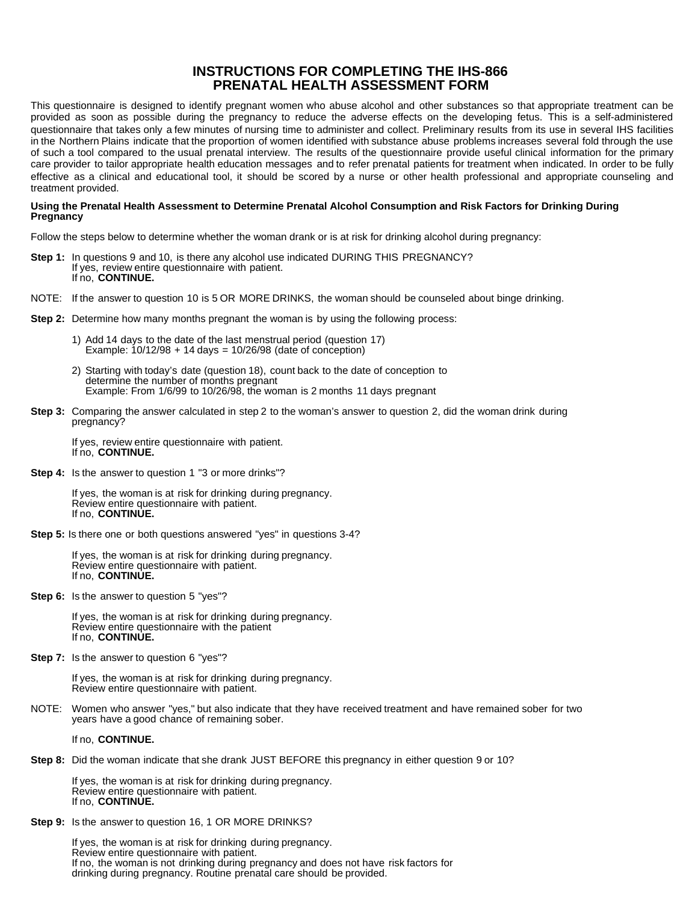# INSTRUCTIONS FOR COMPLETING THE IHS-866
# PRENATAL HEALTH ASSESSMENT FORM

This questionnaire is designed to identify pregnant women who abuse alcohol and other substances so that appropriate treatment can be provided as soon as possible during the pregnancy to reduce the adverse effects on the developing fetus. This is a self-administered questionnaire that takes only a few minutes of nursing time to administer and collect. Preliminary results from its use in several IHS facilities in the Northern Plains indicate that the proportion of women identified with substance abuse problems increases several fold through the use of such a tool compared to the usual prenatal interview. The results of the questionnaire provide useful clinical information for the primary care provider to tailor appropriate health education messages and to refer prenatal patients for treatment when indicated. In order to be fully effective as a clinical and educational tool, it should be scored by a nurse or other health professional and appropriate counseling and treatment provided.

**Using the Prenatal Health Assessment to Determine Prenatal Alcohol Consumption and Risk Factors for Drinking During Pregnancy**

Follow the steps below to determine whether the woman drank or is at risk for drinking alcohol during pregnancy:

**Step 1:** In questions 9 and 10, is there any alcohol use indicated DURING THIS PREGNANCY?
If yes, review entire questionnaire with patient.
If no, **CONTINUE.**

NOTE: If the answer to question 10 is 5 OR MORE DRINKS, the woman should be counseled about binge drinking.

**Step 2:** Determine how many months pregnant the woman is by using the following process:

1) Add 14 days to the date of the last menstrual period (question 17)
   Example: 10/12/98 + 14 days = 10/26/98 (date of conception)

2) Starting with today's date (question 18), count back to the date of conception to determine the number of months pregnant
   Example: From 1/6/99 to 10/26/98, the woman is 2 months 11 days pregnant

**Step 3:** Comparing the answer calculated in step 2 to the woman's answer to question 2, did the woman drink during pregnancy?

If yes, review entire questionnaire with patient.
If no, **CONTINUE.**

**Step 4:** Is the answer to question 1 "3 or more drinks"?

If yes, the woman is at risk for drinking during pregnancy.
Review entire questionnaire with patient.
If no, **CONTINUE.**

**Step 5:** Is there one or both questions answered "yes" in questions 3-4?

If yes, the woman is at risk for drinking during pregnancy.
Review entire questionnaire with patient.
If no, **CONTINUE.**

**Step 6:** Is the answer to question 5 "yes"?

If yes, the woman is at risk for drinking during pregnancy.
Review entire questionnaire with the patient
If no, **CONTINUE.**

**Step 7:** Is the answer to question 6 "yes"?

If yes, the woman is at risk for drinking during pregnancy.
Review entire questionnaire with patient.

NOTE: Women who answer "yes," but also indicate that they have received treatment and have remained sober for two years have a good chance of remaining sober.

If no, **CONTINUE.**

**Step 8:** Did the woman indicate that she drank JUST BEFORE this pregnancy in either question 9 or 10?

If yes, the woman is at risk for drinking during pregnancy.
Review entire questionnaire with patient.
If no, **CONTINUE.**

**Step 9:** Is the answer to question 16, 1 OR MORE DRINKS?

If yes, the woman is at risk for drinking during pregnancy.
Review entire questionnaire with patient.
If no, the woman is not drinking during pregnancy and does not have risk factors for drinking during pregnancy. Routine prenatal care should be provided.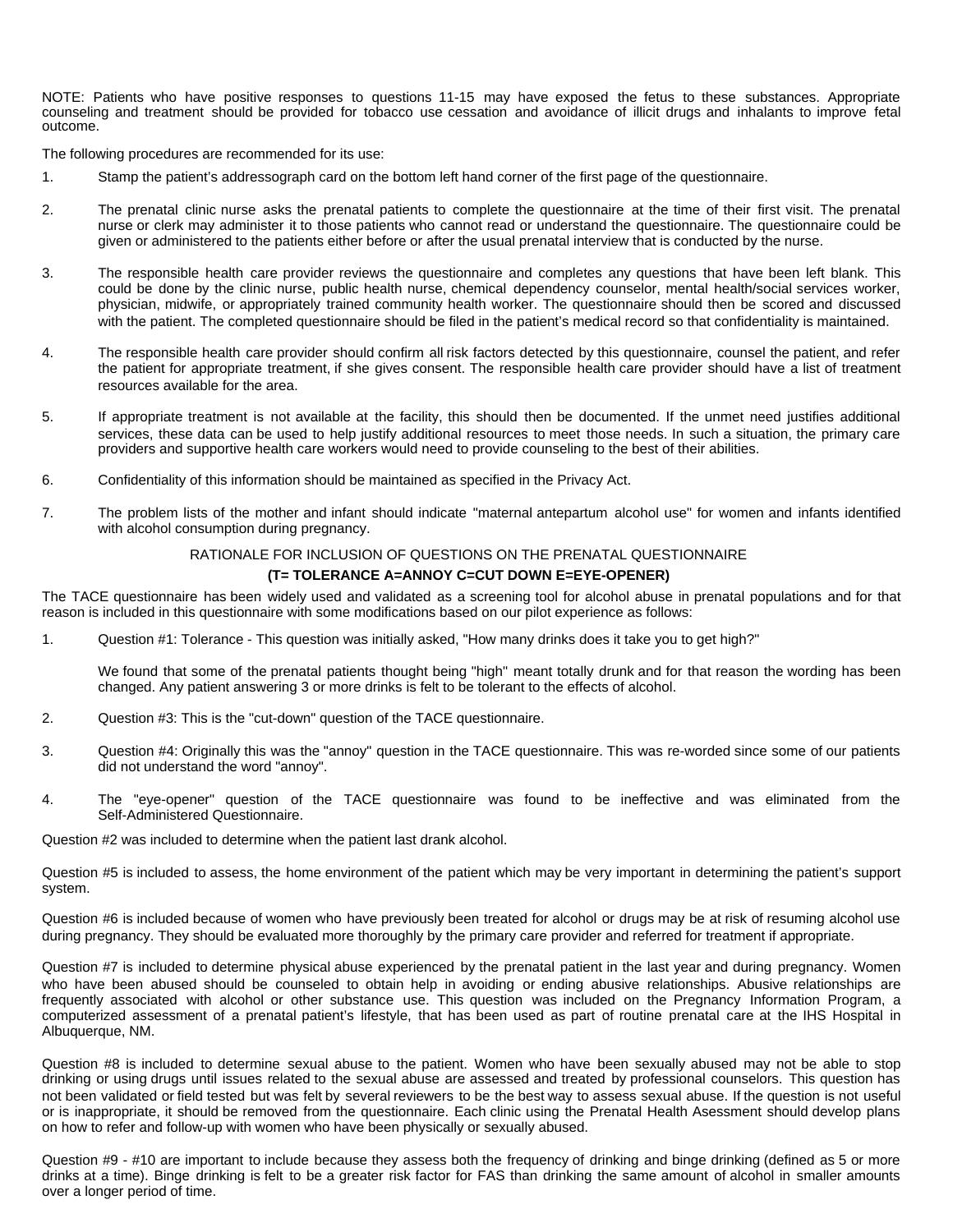NOTE: Patients who have positive responses to questions 11-15 may have exposed the fetus to these substances. Appropriate counseling and treatment should be provided for tobacco use cessation and avoidance of illicit drugs and inhalants to improve fetal outcome.

The following procedures are recommended for its use:

1. Stamp the patient's addressograph card on the bottom left hand corner of the first page of the questionnaire.

2. The prenatal clinic nurse asks the prenatal patients to complete the questionnaire at the time of their first visit. The prenatal nurse or clerk may administer it to those patients who cannot read or understand the questionnaire. The questionnaire could be given or administered to the patients either before or after the usual prenatal interview that is conducted by the nurse.

3. The responsible health care provider reviews the questionnaire and completes any questions that have been left blank. This could be done by the clinic nurse, public health nurse, chemical dependency counselor, mental health/social services worker, physician, midwife, or appropriately trained community health worker. The questionnaire should then be scored and discussed with the patient. The completed questionnaire should be filed in the patient's medical record so that confidentiality is maintained.

4. The responsible health care provider should confirm all risk factors detected by this questionnaire, counsel the patient, and refer the patient for appropriate treatment, if she gives consent. The responsible health care provider should have a list of treatment resources available for the area.

5. If appropriate treatment is not available at the facility, this should then be documented. If the unmet need justifies additional services, these data can be used to help justify additional resources to meet those needs. In such a situation, the primary care providers and supportive health care workers would need to provide counseling to the best of their abilities.

6. Confidentiality of this information should be maintained as specified in the Privacy Act.

7. The problem lists of the mother and infant should indicate "maternal antepartum alcohol use" for women and infants identified with alcohol consumption during pregnancy.

## RATIONALE FOR INCLUSION OF QUESTIONS ON THE PRENATAL QUESTIONNAIRE

**(T= TOLERANCE A=ANNOY C=CUT DOWN E=EYE-OPENER)**

The TACE questionnaire has been widely used and validated as a screening tool for alcohol abuse in prenatal populations and for that reason is included in this questionnaire with some modifications based on our pilot experience as follows:

1. Question #1: Tolerance - This question was initially asked, "How many drinks does it take you to get high?"

   We found that some of the prenatal patients thought being "high" meant totally drunk and for that reason the wording has been changed. Any patient answering 3 or more drinks is felt to be tolerant to the effects of alcohol.

2. Question #3: This is the "cut-down" question of the TACE questionnaire.

3. Question #4: Originally this was the "annoy" question in the TACE questionnaire. This was re-worded since some of our patients did not understand the word "annoy".

4. The "eye-opener" question of the TACE questionnaire was found to be ineffective and was eliminated from the Self-Administered Questionnaire.

Question #2 was included to determine when the patient last drank alcohol.

Question #5 is included to assess, the home environment of the patient which may be very important in determining the patient's support system.

Question #6 is included because of women who have previously been treated for alcohol or drugs may be at risk of resuming alcohol use during pregnancy. They should be evaluated more thoroughly by the primary care provider and referred for treatment if appropriate.

Question #7 is included to determine physical abuse experienced by the prenatal patient in the last year and during pregnancy. Women who have been abused should be counseled to obtain help in avoiding or ending abusive relationships. Abusive relationships are frequently associated with alcohol or other substance use. This question was included on the Pregnancy Information Program, a computerized assessment of a prenatal patient's lifestyle, that has been used as part of routine prenatal care at the IHS Hospital in Albuquerque, NM.

Question #8 is included to determine sexual abuse to the patient. Women who have been sexually abused may not be able to stop drinking or using drugs until issues related to the sexual abuse are assessed and treated by professional counselors. This question has not been validated or field tested but was felt by several reviewers to be the best way to assess sexual abuse. If the question is not useful or is inappropriate, it should be removed from the questionnaire. Each clinic using the Prenatal Health Asessment should develop plans on how to refer and follow-up with women who have been physically or sexually abused.

Question #9 - #10 are important to include because they assess both the frequency of drinking and binge drinking (defined as 5 or more drinks at a time). Binge drinking is felt to be a greater risk factor for FAS than drinking the same amount of alcohol in smaller amounts over a longer period of time.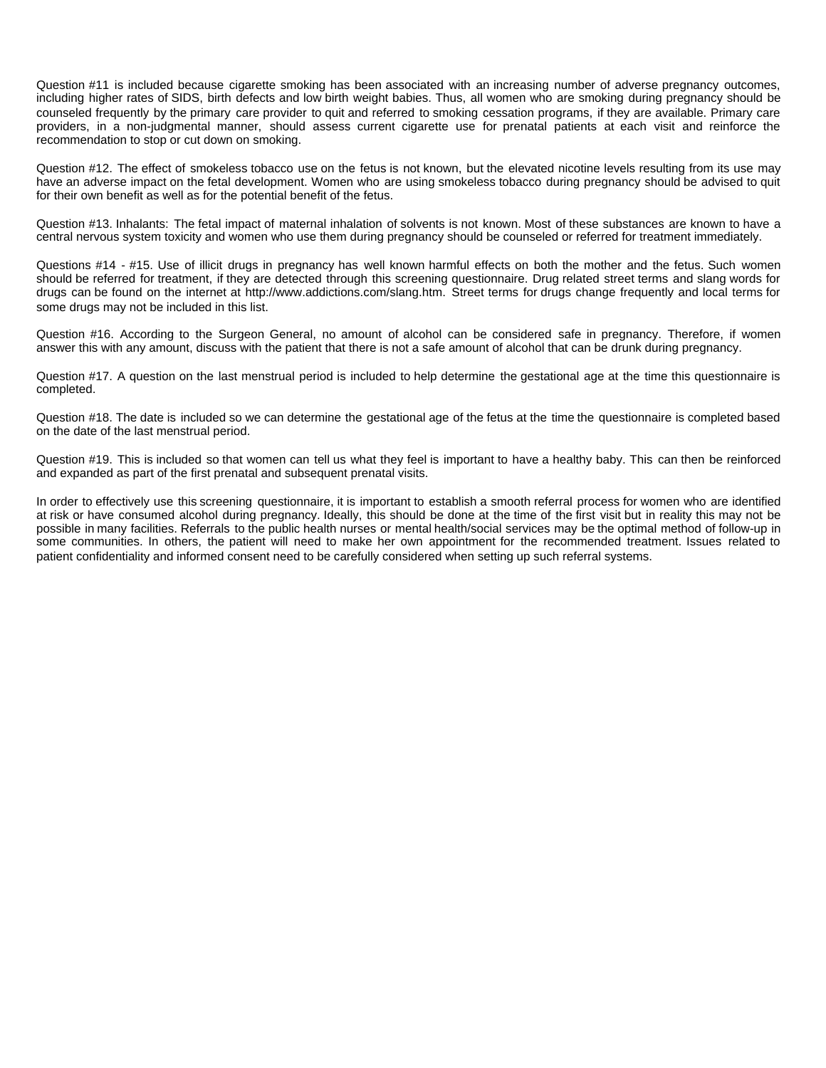Question #11 is included because cigarette smoking has been associated with an increasing number of adverse pregnancy outcomes, including higher rates of SIDS, birth defects and low birth weight babies. Thus, all women who are smoking during pregnancy should be counseled frequently by the primary care provider to quit and referred to smoking cessation programs, if they are available. Primary care providers, in a non-judgmental manner, should assess current cigarette use for prenatal patients at each visit and reinforce the recommendation to stop or cut down on smoking.

Question #12. The effect of smokeless tobacco use on the fetus is not known, but the elevated nicotine levels resulting from its use may have an adverse impact on the fetal development. Women who are using smokeless tobacco during pregnancy should be advised to quit for their own benefit as well as for the potential benefit of the fetus.

Question #13. Inhalants: The fetal impact of maternal inhalation of solvents is not known. Most of these substances are known to have a central nervous system toxicity and women who use them during pregnancy should be counseled or referred for treatment immediately.

Questions #14 - #15. Use of illicit drugs in pregnancy has well known harmful effects on both the mother and the fetus. Such women should be referred for treatment, if they are detected through this screening questionnaire. Drug related street terms and slang words for drugs can be found on the internet at http://www.addictions.com/slang.htm. Street terms for drugs change frequently and local terms for some drugs may not be included in this list.

Question #16. According to the Surgeon General, no amount of alcohol can be considered safe in pregnancy. Therefore, if women answer this with any amount, discuss with the patient that there is not a safe amount of alcohol that can be drunk during pregnancy.

Question #17. A question on the last menstrual period is included to help determine the gestational age at the time this questionnaire is completed.

Question #18. The date is included so we can determine the gestational age of the fetus at the time the questionnaire is completed based on the date of the last menstrual period.

Question #19. This is included so that women can tell us what they feel is important to have a healthy baby. This can then be reinforced and expanded as part of the first prenatal and subsequent prenatal visits.

In order to effectively use this screening questionnaire, it is important to establish a smooth referral process for women who are identified at risk or have consumed alcohol during pregnancy. Ideally, this should be done at the time of the first visit but in reality this may not be possible in many facilities. Referrals to the public health nurses or mental health/social services may be the optimal method of follow-up in some communities. In others, the patient will need to make her own appointment for the recommended treatment. Issues related to patient confidentiality and informed consent need to be carefully considered when setting up such referral systems.